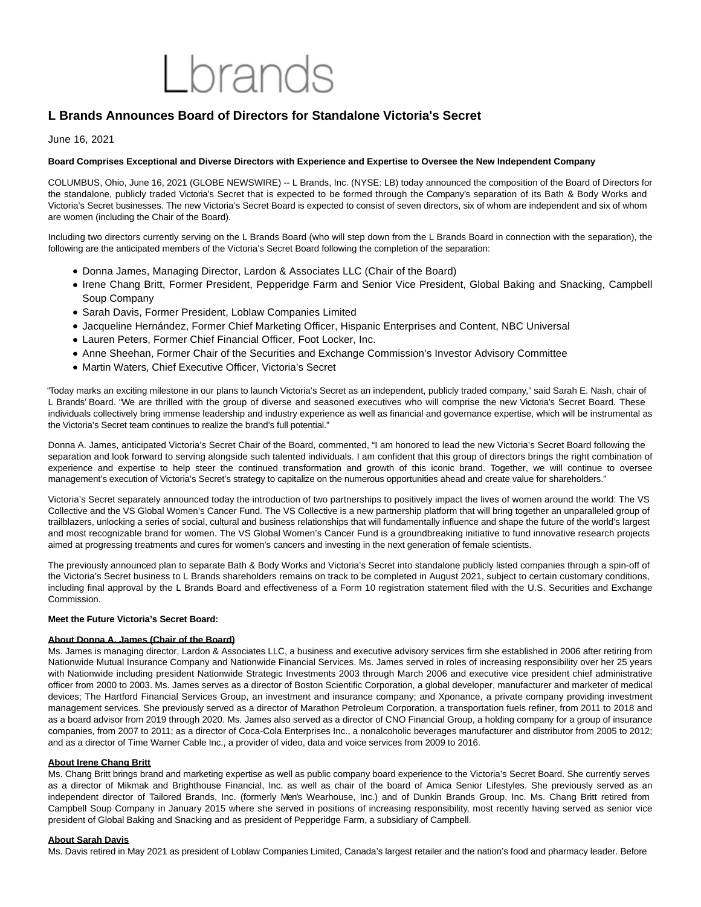Lbrands

# L Brands Announces Board of Directors for Standalone Victoria's Secret

June 16, 2021

**Board Comprises Exceptional and Diverse Directors with Experience and Expertise to Oversee the New Independent Company**

COLUMBUS, Ohio, June 16, 2021 (GLOBE NEWSWIRE) -- L Brands, Inc. (NYSE: LB) today announced the composition of the Board of Directors for the standalone, publicly traded Victoria's Secret that is expected to be formed through the Company's separation of its Bath & Body Works and Victoria's Secret businesses. The new Victoria's Secret Board is expected to consist of seven directors, six of whom are independent and six of whom are women (including the Chair of the Board).

Including two directors currently serving on the L Brands Board (who will step down from the L Brands Board in connection with the separation), the following are the anticipated members of the Victoria's Secret Board following the completion of the separation:

- Donna James, Managing Director, Lardon & Associates LLC (Chair of the Board)
- Irene Chang Britt, Former President, Pepperidge Farm and Senior Vice President, Global Baking and Snacking, Campbell Soup Company
- Sarah Davis, Former President, Loblaw Companies Limited
- Jacqueline Hernández, Former Chief Marketing Officer, Hispanic Enterprises and Content, NBC Universal
- Lauren Peters, Former Chief Financial Officer, Foot Locker, Inc.
- Anne Sheehan, Former Chair of the Securities and Exchange Commission's Investor Advisory Committee
- Martin Waters, Chief Executive Officer, Victoria's Secret

"Today marks an exciting milestone in our plans to launch Victoria's Secret as an independent, publicly traded company," said Sarah E. Nash, chair of L Brands' Board. "We are thrilled with the group of diverse and seasoned executives who will comprise the new Victoria's Secret Board. These individuals collectively bring immense leadership and industry experience as well as financial and governance expertise, which will be instrumental as the Victoria's Secret team continues to realize the brand's full potential."

Donna A. James, anticipated Victoria's Secret Chair of the Board, commented, "I am honored to lead the new Victoria's Secret Board following the separation and look forward to serving alongside such talented individuals. I am confident that this group of directors brings the right combination of experience and expertise to help steer the continued transformation and growth of this iconic brand. Together, we will continue to oversee management's execution of Victoria's Secret's strategy to capitalize on the numerous opportunities ahead and create value for shareholders."

Victoria's Secret separately announced today the introduction of two partnerships to positively impact the lives of women around the world: The VS Collective and the VS Global Women's Cancer Fund. The VS Collective is a new partnership platform that will bring together an unparalleled group of trailblazers, unlocking a series of social, cultural and business relationships that will fundamentally influence and shape the future of the world's largest and most recognizable brand for women. The VS Global Women's Cancer Fund is a groundbreaking initiative to fund innovative research projects aimed at progressing treatments and cures for women's cancers and investing in the next generation of female scientists.

The previously announced plan to separate Bath & Body Works and Victoria's Secret into standalone publicly listed companies through a spin-off of the Victoria's Secret business to L Brands shareholders remains on track to be completed in August 2021, subject to certain customary conditions, including final approval by the L Brands Board and effectiveness of a Form 10 registration statement filed with the U.S. Securities and Exchange Commission.

**Meet the Future Victoria's Secret Board:**

**About Donna A. James (Chair of the Board)**

Ms. James is managing director, Lardon & Associates LLC, a business and executive advisory services firm she established in 2006 after retiring from Nationwide Mutual Insurance Company and Nationwide Financial Services. Ms. James served in roles of increasing responsibility over her 25 years with Nationwide including president Nationwide Strategic Investments 2003 through March 2006 and executive vice president chief administrative officer from 2000 to 2003. Ms. James serves as a director of Boston Scientific Corporation, a global developer, manufacturer and marketer of medical devices; The Hartford Financial Services Group, an investment and insurance company; and Xponance, a private company providing investment management services. She previously served as a director of Marathon Petroleum Corporation, a transportation fuels refiner, from 2011 to 2018 and as a board advisor from 2019 through 2020. Ms. James also served as a director of CNO Financial Group, a holding company for a group of insurance companies, from 2007 to 2011; as a director of Coca-Cola Enterprises Inc., a nonalcoholic beverages manufacturer and distributor from 2005 to 2012; and as a director of Time Warner Cable Inc., a provider of video, data and voice services from 2009 to 2016.

**About Irene Chang Britt**

Ms. Chang Britt brings brand and marketing expertise as well as public company board experience to the Victoria's Secret Board. She currently serves as a director of Mikmak and Brighthouse Financial, Inc. as well as chair of the board of Amica Senior Lifestyles. She previously served as an independent director of Tailored Brands, Inc. (formerly Men's Wearhouse, Inc.) and of Dunkin Brands Group, Inc. Ms. Chang Britt retired from Campbell Soup Company in January 2015 where she served in positions of increasing responsibility, most recently having served as senior vice president of Global Baking and Snacking and as president of Pepperidge Farm, a subsidiary of Campbell.

**About Sarah Davis**

Ms. Davis retired in May 2021 as president of Loblaw Companies Limited, Canada's largest retailer and the nation's food and pharmacy leader. Before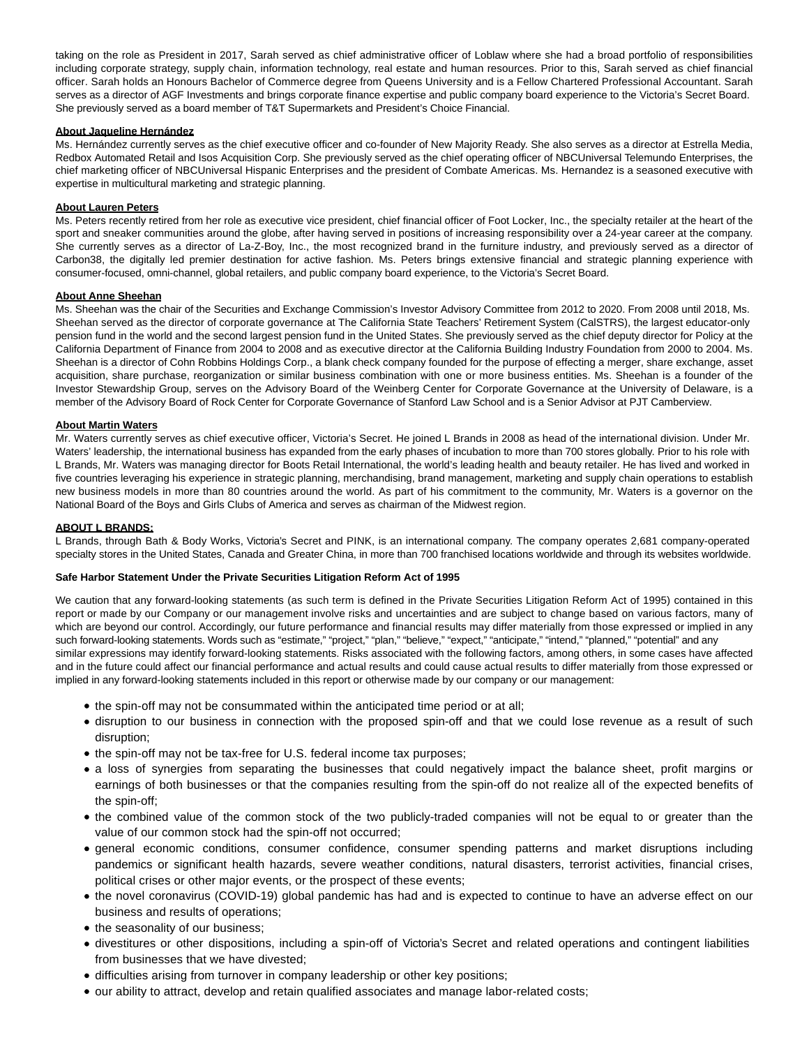taking on the role as President in 2017, Sarah served as chief administrative officer of Loblaw where she had a broad portfolio of responsibilities including corporate strategy, supply chain, information technology, real estate and human resources. Prior to this, Sarah served as chief financial officer. Sarah holds an Honours Bachelor of Commerce degree from Queens University and is a Fellow Chartered Professional Accountant. Sarah serves as a director of AGF Investments and brings corporate finance expertise and public company board experience to the Victoria's Secret Board. She previously served as a board member of T&T Supermarkets and President's Choice Financial.

**About Jaqueline Hernández**

Ms. Hernández currently serves as the chief executive officer and co-founder of New Majority Ready. She also serves as a director at Estrella Media, Redbox Automated Retail and Isos Acquisition Corp. She previously served as the chief operating officer of NBCUniversal Telemundo Enterprises, the chief marketing officer of NBCUniversal Hispanic Enterprises and the president of Combate Americas. Ms. Hernandez is a seasoned executive with expertise in multicultural marketing and strategic planning.

**About Lauren Peters**

Ms. Peters recently retired from her role as executive vice president, chief financial officer of Foot Locker, Inc., the specialty retailer at the heart of the sport and sneaker communities around the globe, after having served in positions of increasing responsibility over a 24-year career at the company. She currently serves as a director of La-Z-Boy, Inc., the most recognized brand in the furniture industry, and previously served as a director of Carbon38, the digitally led premier destination for active fashion. Ms. Peters brings extensive financial and strategic planning experience with consumer-focused, omni-channel, global retailers, and public company board experience, to the Victoria's Secret Board.

**About Anne Sheehan**

Ms. Sheehan was the chair of the Securities and Exchange Commission's Investor Advisory Committee from 2012 to 2020. From 2008 until 2018, Ms. Sheehan served as the director of corporate governance at The California State Teachers' Retirement System (CalSTRS), the largest educator-only pension fund in the world and the second largest pension fund in the United States. She previously served as the chief deputy director for Policy at the California Department of Finance from 2004 to 2008 and as executive director at the California Building Industry Foundation from 2000 to 2004. Ms. Sheehan is a director of Cohn Robbins Holdings Corp., a blank check company founded for the purpose of effecting a merger, share exchange, asset acquisition, share purchase, reorganization or similar business combination with one or more business entities. Ms. Sheehan is a founder of the Investor Stewardship Group, serves on the Advisory Board of the Weinberg Center for Corporate Governance at the University of Delaware, is a member of the Advisory Board of Rock Center for Corporate Governance of Stanford Law School and is a Senior Advisor at PJT Camberview.

**About Martin Waters**

Mr. Waters currently serves as chief executive officer, Victoria's Secret. He joined L Brands in 2008 as head of the international division. Under Mr. Waters' leadership, the international business has expanded from the early phases of incubation to more than 700 stores globally. Prior to his role with L Brands, Mr. Waters was managing director for Boots Retail International, the world's leading health and beauty retailer. He has lived and worked in five countries leveraging his experience in strategic planning, merchandising, brand management, marketing and supply chain operations to establish new business models in more than 80 countries around the world. As part of his commitment to the community, Mr. Waters is a governor on the National Board of the Boys and Girls Clubs of America and serves as chairman of the Midwest region.

**ABOUT L BRANDS:**

L Brands, through Bath & Body Works, Victoria's Secret and PINK, is an international company. The company operates 2,681 company-operated specialty stores in the United States, Canada and Greater China, in more than 700 franchised locations worldwide and through its websites worldwide.

**Safe Harbor Statement Under the Private Securities Litigation Reform Act of 1995**

We caution that any forward-looking statements (as such term is defined in the Private Securities Litigation Reform Act of 1995) contained in this report or made by our Company or our management involve risks and uncertainties and are subject to change based on various factors, many of which are beyond our control. Accordingly, our future performance and financial results may differ materially from those expressed or implied in any such forward-looking statements. Words such as "estimate," "project," "plan," "believe," "expect," "anticipate," "intend," "planned," "potential" and any similar expressions may identify forward-looking statements. Risks associated with the following factors, among others, in some cases have affected and in the future could affect our financial performance and actual results and could cause actual results to differ materially from those expressed or implied in any forward-looking statements included in this report or otherwise made by our company or our management:

- the spin-off may not be consummated within the anticipated time period or at all;
- disruption to our business in connection with the proposed spin-off and that we could lose revenue as a result of such disruption;
- the spin-off may not be tax-free for U.S. federal income tax purposes;
- a loss of synergies from separating the businesses that could negatively impact the balance sheet, profit margins or earnings of both businesses or that the companies resulting from the spin-off do not realize all of the expected benefits of the spin-off;
- the combined value of the common stock of the two publicly-traded companies will not be equal to or greater than the value of our common stock had the spin-off not occurred;
- general economic conditions, consumer confidence, consumer spending patterns and market disruptions including pandemics or significant health hazards, severe weather conditions, natural disasters, terrorist activities, financial crises, political crises or other major events, or the prospect of these events;
- the novel coronavirus (COVID-19) global pandemic has had and is expected to continue to have an adverse effect on our business and results of operations;
- the seasonality of our business;
- divestitures or other dispositions, including a spin-off of Victoria's Secret and related operations and contingent liabilities from businesses that we have divested;
- difficulties arising from turnover in company leadership or other key positions;
- our ability to attract, develop and retain qualified associates and manage labor-related costs;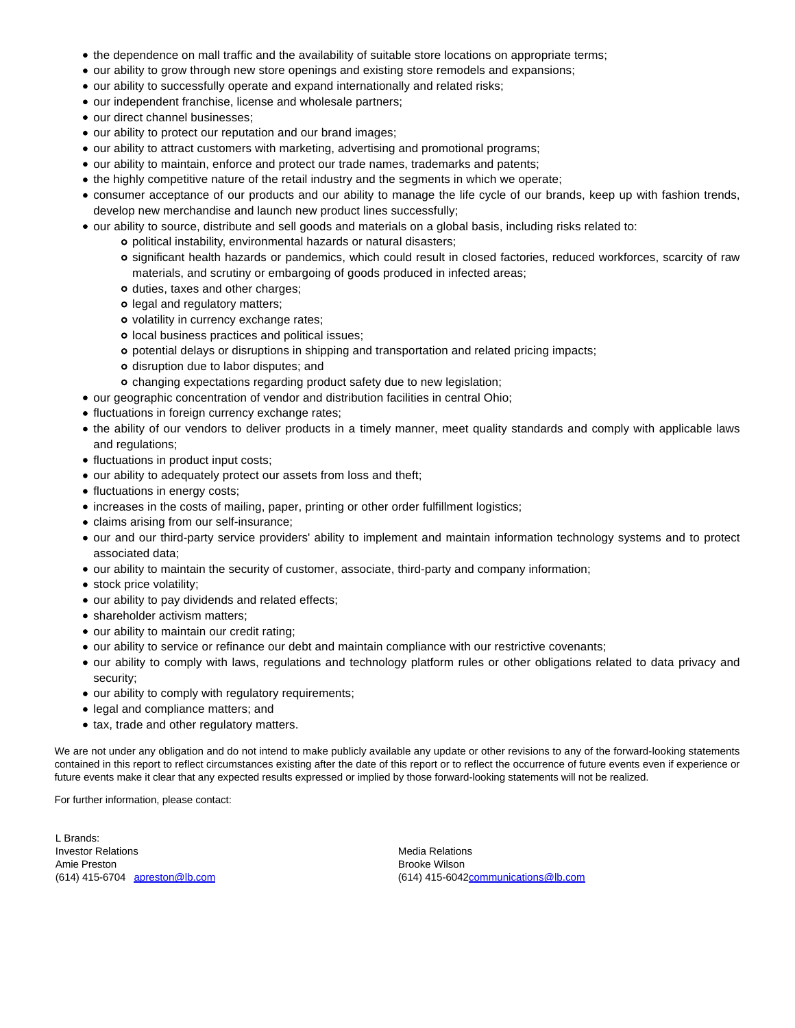- the dependence on mall traffic and the availability of suitable store locations on appropriate terms;
- our ability to grow through new store openings and existing store remodels and expansions;
- our ability to successfully operate and expand internationally and related risks;
- our independent franchise, license and wholesale partners;
- our direct channel businesses;
- our ability to protect our reputation and our brand images;
- our ability to attract customers with marketing, advertising and promotional programs;
- our ability to maintain, enforce and protect our trade names, trademarks and patents;
- the highly competitive nature of the retail industry and the segments in which we operate;
- consumer acceptance of our products and our ability to manage the life cycle of our brands, keep up with fashion trends, develop new merchandise and launch new product lines successfully;
- our ability to source, distribute and sell goods and materials on a global basis, including risks related to:
  - political instability, environmental hazards or natural disasters;
  - significant health hazards or pandemics, which could result in closed factories, reduced workforces, scarcity of raw materials, and scrutiny or embargoing of goods produced in infected areas;
  - duties, taxes and other charges;
  - legal and regulatory matters;
  - volatility in currency exchange rates;
  - local business practices and political issues;
  - potential delays or disruptions in shipping and transportation and related pricing impacts;
  - disruption due to labor disputes; and
  - changing expectations regarding product safety due to new legislation;
- our geographic concentration of vendor and distribution facilities in central Ohio;
- fluctuations in foreign currency exchange rates;
- the ability of our vendors to deliver products in a timely manner, meet quality standards and comply with applicable laws and regulations;
- fluctuations in product input costs;
- our ability to adequately protect our assets from loss and theft;
- fluctuations in energy costs;
- increases in the costs of mailing, paper, printing or other order fulfillment logistics;
- claims arising from our self-insurance;
- our and our third-party service providers' ability to implement and maintain information technology systems and to protect associated data;
- our ability to maintain the security of customer, associate, third-party and company information;
- stock price volatility;
- our ability to pay dividends and related effects;
- shareholder activism matters;
- our ability to maintain our credit rating;
- our ability to service or refinance our debt and maintain compliance with our restrictive covenants;
- our ability to comply with laws, regulations and technology platform rules or other obligations related to data privacy and security;
- our ability to comply with regulatory requirements;
- legal and compliance matters; and
- tax, trade and other regulatory matters.

We are not under any obligation and do not intend to make publicly available any update or other revisions to any of the forward-looking statements contained in this report to reflect circumstances existing after the date of this report or to reflect the occurrence of future events even if experience or future events make it clear that any expected results expressed or implied by those forward-looking statements will not be realized.

For further information, please contact:

L Brands:
Investor Relations
Amie Preston
(614) 415-6704 apreston@lb.com

Media Relations
Brooke Wilson
(614) 415-6042communications@lb.com